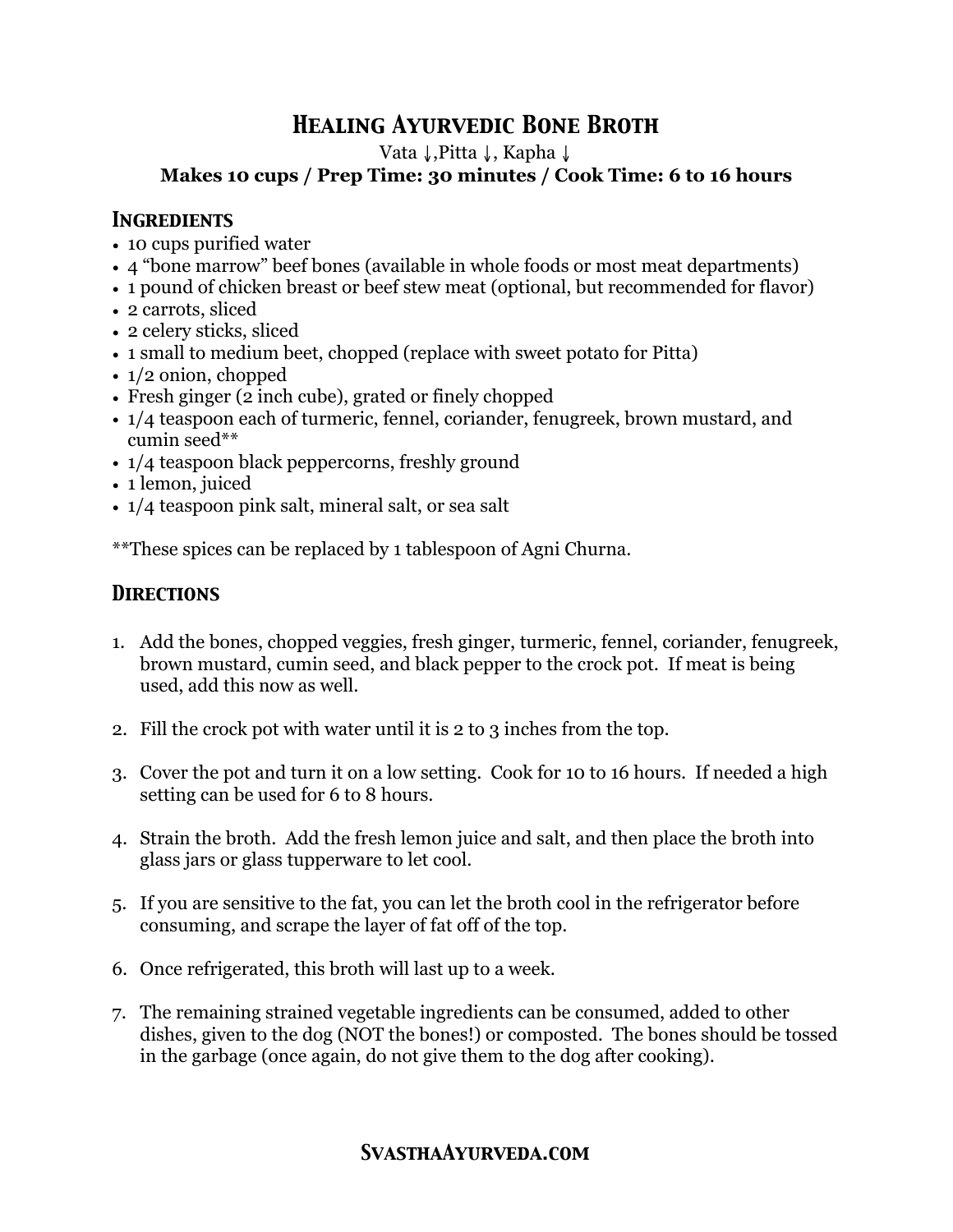# Healing Ayurvedic Bone Broth

Vata ↓,Pitta ↓, Kapha ↓

**Makes 10 cups / Prep Time: 30 minutes / Cook Time: 6 to 16 hours**

## Ingredients

- 10 cups purified water
- 4 "bone marrow" beef bones (available in whole foods or most meat departments)
- 1 pound of chicken breast or beef stew meat (optional, but recommended for flavor)
- 2 carrots, sliced
- 2 celery sticks, sliced
- 1 small to medium beet, chopped (replace with sweet potato for Pitta)
- 1/2 onion, chopped
- Fresh ginger (2 inch cube), grated or finely chopped
- 1/4 teaspoon each of turmeric, fennel, coriander, fenugreek, brown mustard, and cumin seed**
- 1/4 teaspoon black peppercorns, freshly ground
- 1 lemon, juiced
- 1/4 teaspoon pink salt, mineral salt, or sea salt

**These spices can be replaced by 1 tablespoon of Agni Churna.

## Directions

1. Add the bones, chopped veggies, fresh ginger, turmeric, fennel, coriander, fenugreek, brown mustard, cumin seed, and black pepper to the crock pot. If meat is being used, add this now as well.

2. Fill the crock pot with water until it is 2 to 3 inches from the top.

3. Cover the pot and turn it on a low setting. Cook for 10 to 16 hours. If needed a high setting can be used for 6 to 8 hours.

4. Strain the broth. Add the fresh lemon juice and salt, and then place the broth into glass jars or glass tupperware to let cool.

5. If you are sensitive to the fat, you can let the broth cool in the refrigerator before consuming, and scrape the layer of fat off of the top.

6. Once refrigerated, this broth will last up to a week.

7. The remaining strained vegetable ingredients can be consumed, added to other dishes, given to the dog (NOT the bones!) or composted. The bones should be tossed in the garbage (once again, do not give them to the dog after cooking).

**SvasthaAyurveda.com**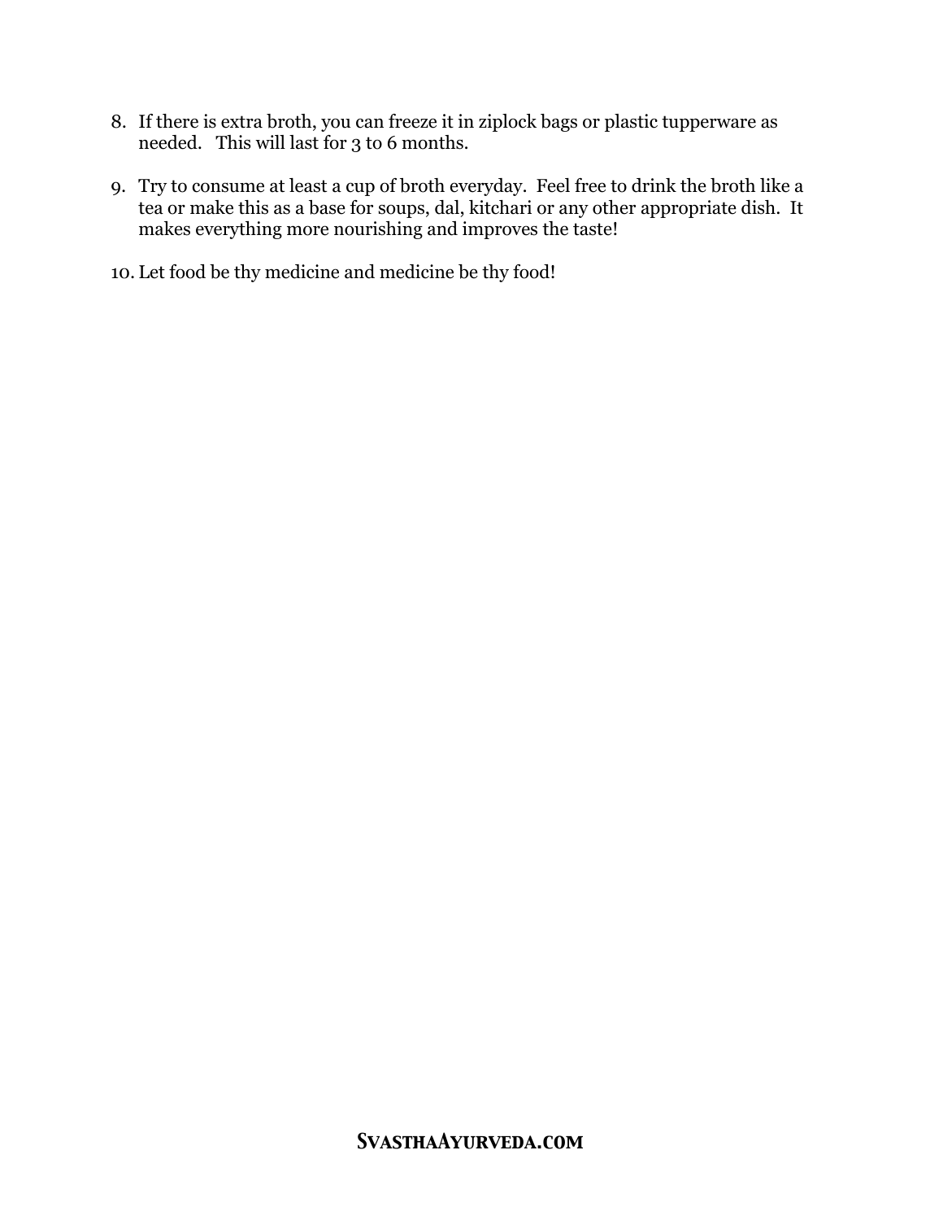8. If there is extra broth, you can freeze it in ziplock bags or plastic tupperware as needed. This will last for 3 to 6 months.

9. Try to consume at least a cup of broth everyday. Feel free to drink the broth like a tea or make this as a base for soups, dal, kitchari or any other appropriate dish. It makes everything more nourishing and improves the taste!

10. Let food be thy medicine and medicine be thy food!